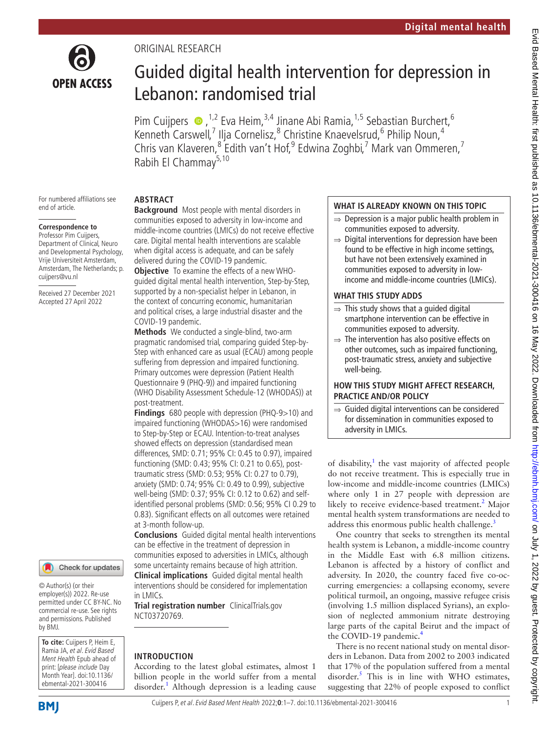ORIGINAL RESEARCH

# Guided digital health intervention for depression in Lebanon: randomised trial

Pim Cuijpers[1,2] Eva Heim,[3,4] Jinane Abi Ramia,[1,5] Sebastian Burchert,[6] Kenneth Carswell,[7] Ilja Cornelisz,[8] Christine Knaevelsrud,[6] Philip Noun,[4] Chris van Klaveren,[8] Edith van't Hof,[9] Edwina Zoghbi,[7] Mark van Ommeren,[7] Rabih El Chammay[5,10]

For numbered affiliations see end of article.

**Correspondence to**
Professor Pim Cuijpers, Department of Clinical, Neuro and Developmental Psychology, Vrije Universiteit Amsterdam, Amsterdam, The Netherlands; p.cuijpers@vu.nl

Received 27 December 2021
Accepted 27 April 2022

## ABSTRACT

**Background** Most people with mental disorders in communities exposed to adversity in low-income and middle-income countries (LMICs) do not receive effective care. Digital mental health interventions are scalable when digital access is adequate, and can be safely delivered during the COVID-19 pandemic.

**Objective** To examine the effects of a new WHO-guided digital mental health intervention, Step-by-Step, supported by a non-specialist helper in Lebanon, in the context of concurring economic, humanitarian and political crises, a large industrial disaster and the COVID-19 pandemic.

**Methods** We conducted a single-blind, two-arm pragmatic randomised trial, comparing guided Step-by-Step with enhanced care as usual (ECAU) among people suffering from depression and impaired functioning. Primary outcomes were depression (Patient Health Questionnaire 9 (PHQ-9)) and impaired functioning (WHO Disability Assessment Schedule-12 (WHODAS)) at post-treatment.

**Findings** 680 people with depression (PHQ-9>10) and impaired functioning (WHODAS>16) were randomised to Step-by-Step or ECAU. Intention-to-treat analyses showed effects on depression (standardised mean differences, SMD: 0.71; 95% CI: 0.45 to 0.97), impaired functioning (SMD: 0.43; 95% CI: 0.21 to 0.65), post-traumatic stress (SMD: 0.53; 95% CI: 0.27 to 0.79), anxiety (SMD: 0.74; 95% CI: 0.49 to 0.99), subjective well-being (SMD: 0.37; 95% CI: 0.12 to 0.62) and self-identified personal problems (SMD: 0.56; 95% CI 0.29 to 0.83). Significant effects on all outcomes were retained at 3-month follow-up.

**Conclusions** Guided digital mental health interventions can be effective in the treatment of depression in communities exposed to adversities in LMICs, although some uncertainty remains because of high attrition.

**Clinical implications** Guided digital mental health interventions should be considered for implementation in LMICs.

**Trial registration number** ClinicalTrials.gov NCT03720769.

### WHAT IS ALREADY KNOWN ON THIS TOPIC

- ⇒ Depression is a major public health problem in communities exposed to adversity.
- ⇒ Digital interventions for depression have been found to be effective in high income settings, but have not been extensively examined in communities exposed to adversity in low-income and middle-income countries (LMICs).

### WHAT THIS STUDY ADDS

- ⇒ This study shows that a guided digital smartphone intervention can be effective in communities exposed to adversity.
- ⇒ The intervention has also positive effects on other outcomes, such as impaired functioning, post-traumatic stress, anxiety and subjective well-being.

### HOW THIS STUDY MIGHT AFFECT RESEARCH, PRACTICE AND/OR POLICY

- ⇒ Guided digital interventions can be considered for dissemination in communities exposed to adversity in LMICs.

© Author(s) (or their employer(s)) 2022. Re-use permitted under CC BY-NC. No commercial re-use. See rights and permissions. Published by BMJ.

**To cite:** Cuijpers P, Heim E, Ramia JA, *et al*. *Evid Based Ment Health* Epub ahead of print: [*please include* Day Month Year]. doi:10.1136/ebmental-2021-300416

## INTRODUCTION

According to the latest global estimates, almost 1 billion people in the world suffer from a mental disorder.[1] Although depression is a leading cause of disability,[1] the vast majority of affected people do not receive treatment. This is especially true in low-income and middle-income countries (LMICs) where only 1 in 27 people with depression are likely to receive evidence-based treatment.[2] Major mental health system transformations are needed to address this enormous public health challenge.[3]

One country that seeks to strengthen its mental health system is Lebanon, a middle-income country in the Middle East with 6.8 million citizens. Lebanon is affected by a history of conflict and adversity. In 2020, the country faced five co-occurring emergencies: a collapsing economy, severe political turmoil, an ongoing, massive refugee crisis (involving 1.5 million displaced Syrians), an explosion of neglected ammonium nitrate destroying large parts of the capital Beirut and the impact of the COVID-19 pandemic.[4]

There is no recent national study on mental disorders in Lebanon. Data from 2002 to 2003 indicated that 17% of the population suffered from a mental disorder.[5] This is in line with WHO estimates, suggesting that 22% of people exposed to conflict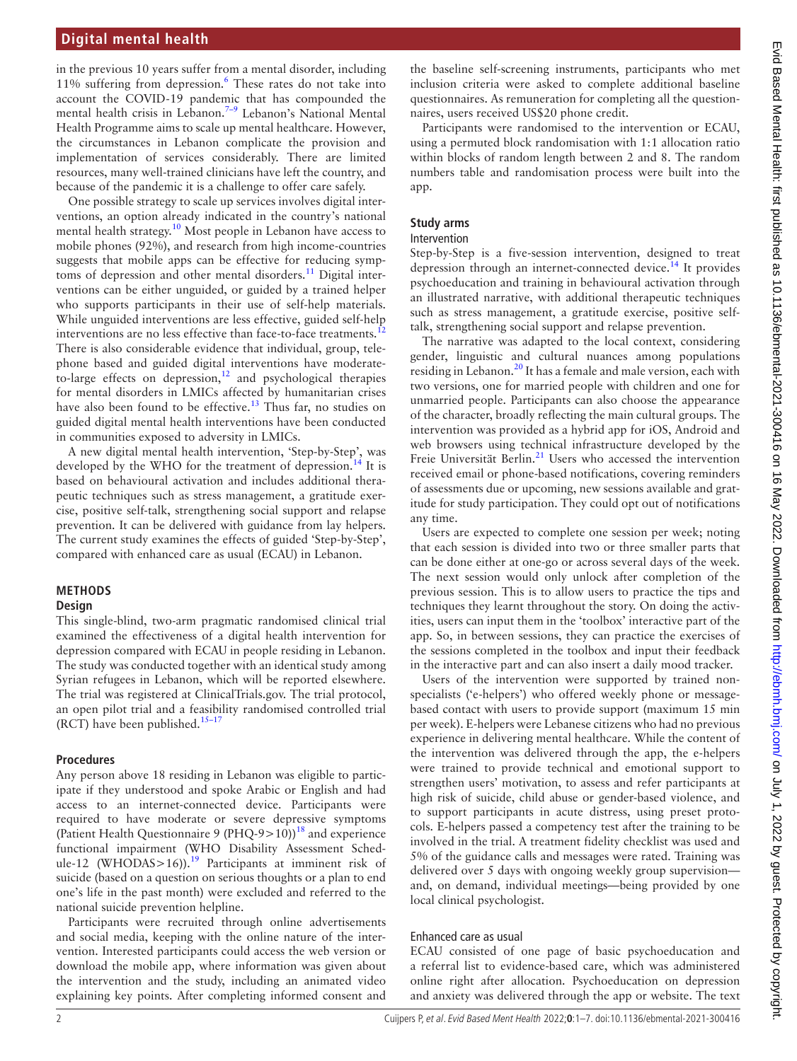in the previous 10 years suffer from a mental disorder, including 11% suffering from depression.[6] These rates do not take into account the COVID-19 pandemic that has compounded the mental health crisis in Lebanon.[7–9] Lebanon's National Mental Health Programme aims to scale up mental healthcare. However, the circumstances in Lebanon complicate the provision and implementation of services considerably. There are limited resources, many well-trained clinicians have left the country, and because of the pandemic it is a challenge to offer care safely.

One possible strategy to scale up services involves digital interventions, an option already indicated in the country's national mental health strategy.[10] Most people in Lebanon have access to mobile phones (92%), and research from high income-countries suggests that mobile apps can be effective for reducing symptoms of depression and other mental disorders.[11] Digital interventions can be either unguided, or guided by a trained helper who supports participants in their use of self-help materials. While unguided interventions are less effective, guided self-help interventions are no less effective than face-to-face treatments.[12] There is also considerable evidence that individual, group, telephone based and guided digital interventions have moderate-to-large effects on depression,[12] and psychological therapies for mental disorders in LMICs affected by humanitarian crises have also been found to be effective.[13] Thus far, no studies on guided digital mental health interventions have been conducted in communities exposed to adversity in LMICs.

A new digital mental health intervention, 'Step-by-Step', was developed by the WHO for the treatment of depression.[14] It is based on behavioural activation and includes additional therapeutic techniques such as stress management, a gratitude exercise, positive self-talk, strengthening social support and relapse prevention. It can be delivered with guidance from lay helpers. The current study examines the effects of guided 'Step-by-Step', compared with enhanced care as usual (ECAU) in Lebanon.

## METHODS

### Design

This single-blind, two-arm pragmatic randomised clinical trial examined the effectiveness of a digital health intervention for depression compared with ECAU in people residing in Lebanon. The study was conducted together with an identical study among Syrian refugees in Lebanon, which will be reported elsewhere. The trial was registered at ClinicalTrials.gov. The trial protocol, an open pilot trial and a feasibility randomised controlled trial (RCT) have been published.[15–17]

### Procedures

Any person above 18 residing in Lebanon was eligible to participate if they understood and spoke Arabic or English and had access to an internet-connected device. Participants were required to have moderate or severe depressive symptoms (Patient Health Questionnaire 9 (PHQ-9>10))[18] and experience functional impairment (WHO Disability Assessment Schedule-12 (WHODAS>16)).[19] Participants at imminent risk of suicide (based on a question on serious thoughts or a plan to end one's life in the past month) were excluded and referred to the national suicide prevention helpline.

Participants were recruited through online advertisements and social media, keeping with the online nature of the intervention. Interested participants could access the web version or download the mobile app, where information was given about the intervention and the study, including an animated video explaining key points. After completing informed consent and the baseline self-screening instruments, participants who met inclusion criteria were asked to complete additional baseline questionnaires. As remuneration for completing all the questionnaires, users received US$20 phone credit.

Participants were randomised to the intervention or ECAU, using a permuted block randomisation with 1:1 allocation ratio within blocks of random length between 2 and 8. The random numbers table and randomisation process were built into the app.

### Study arms

#### Intervention

Step-by-Step is a five-session intervention, designed to treat depression through an internet-connected device.[14] It provides psychoeducation and training in behavioural activation through an illustrated narrative, with additional therapeutic techniques such as stress management, a gratitude exercise, positive self-talk, strengthening social support and relapse prevention.

The narrative was adapted to the local context, considering gender, linguistic and cultural nuances among populations residing in Lebanon.[20] It has a female and male version, each with two versions, one for married people with children and one for unmarried people. Participants can also choose the appearance of the character, broadly reflecting the main cultural groups. The intervention was provided as a hybrid app for iOS, Android and web browsers using technical infrastructure developed by the Freie Universität Berlin.[21] Users who accessed the intervention received email or phone-based notifications, covering reminders of assessments due or upcoming, new sessions available and gratitude for study participation. They could opt out of notifications any time.

Users are expected to complete one session per week; noting that each session is divided into two or three smaller parts that can be done either at one-go or across several days of the week. The next session would only unlock after completion of the previous session. This is to allow users to practice the tips and techniques they learnt throughout the story. On doing the activities, users can input them in the 'toolbox' interactive part of the app. So, in between sessions, they can practice the exercises of the sessions completed in the toolbox and input their feedback in the interactive part and can also insert a daily mood tracker.

Users of the intervention were supported by trained non-specialists ('e-helpers') who offered weekly phone or message-based contact with users to provide support (maximum 15 min per week). E-helpers were Lebanese citizens who had no previous experience in delivering mental healthcare. While the content of the intervention was delivered through the app, the e-helpers were trained to provide technical and emotional support to strengthen users' motivation, to assess and refer participants at high risk of suicide, child abuse or gender-based violence, and to support participants in acute distress, using preset protocols. E-helpers passed a competency test after the training to be involved in the trial. A treatment fidelity checklist was used and 5% of the guidance calls and messages were rated. Training was delivered over 5 days with ongoing weekly group supervision—and, on demand, individual meetings—being provided by one local clinical psychologist.

#### Enhanced care as usual

ECAU consisted of one page of basic psychoeducation and a referral list to evidence-based care, which was administered online right after allocation. Psychoeducation on depression and anxiety was delivered through the app or website. The text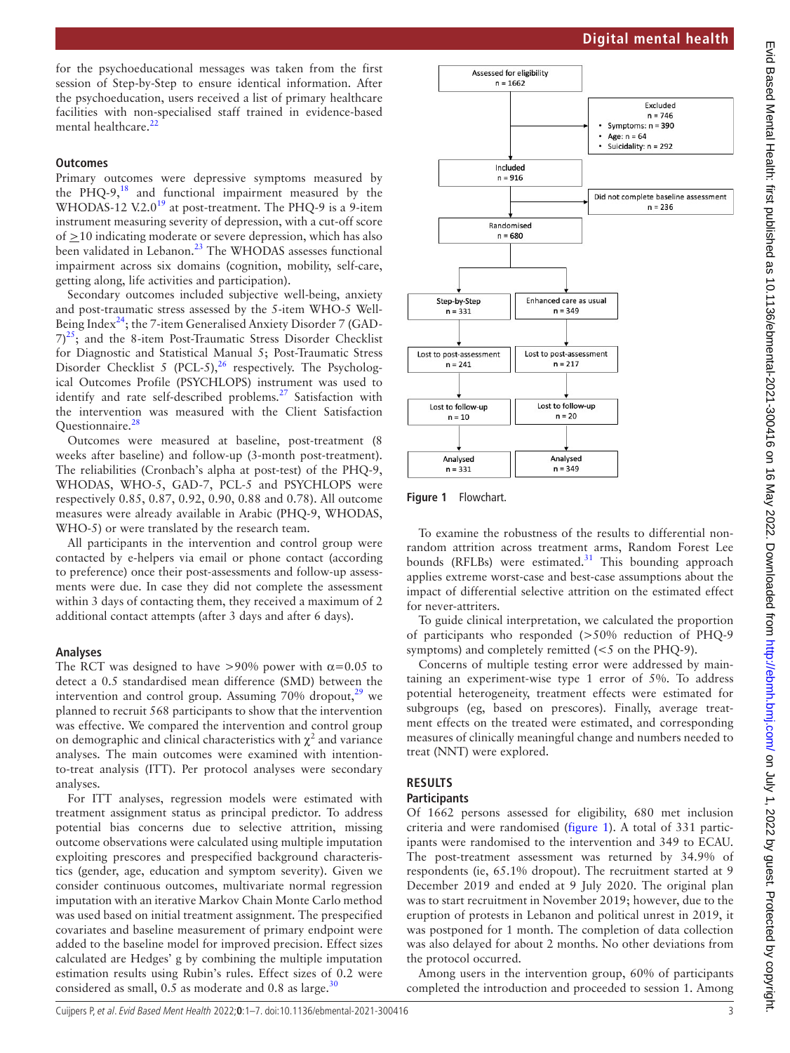for the psychoeducational messages was taken from the first session of Step-by-Step to ensure identical information. After the psychoeducation, users received a list of primary healthcare facilities with non-specialised staff trained in evidence-based mental healthcare.[22]

### Outcomes

Primary outcomes were depressive symptoms measured by the PHQ-9,[18] and functional impairment measured by the WHODAS-12 V.2.0[19] at post-treatment. The PHQ-9 is a 9-item instrument measuring severity of depression, with a cut-off score of $\geq$10 indicating moderate or severe depression, which has also been validated in Lebanon.[23] The WHODAS assesses functional impairment across six domains (cognition, mobility, self-care, getting along, life activities and participation).

Secondary outcomes included subjective well-being, anxiety and post-traumatic stress assessed by the 5-item WHO-5 Well-Being Index[24]; the 7-item Generalised Anxiety Disorder 7 (GAD-7)[25]; and the 8-item Post-Traumatic Stress Disorder Checklist for Diagnostic and Statistical Manual 5; Post-Traumatic Stress Disorder Checklist 5 (PCL-5),[26] respectively. The Psychological Outcomes Profile (PSYCHLOPS) instrument was used to identify and rate self-described problems.[27] Satisfaction with the intervention was measured with the Client Satisfaction Questionnaire.[28]

Outcomes were measured at baseline, post-treatment (8 weeks after baseline) and follow-up (3-month post-treatment). The reliabilities (Cronbach's alpha at post-test) of the PHQ-9, WHODAS, WHO-5, GAD-7, PCL-5 and PSYCHLOPS were respectively 0.85, 0.87, 0.92, 0.90, 0.88 and 0.78). All outcome measures were already available in Arabic (PHQ-9, WHODAS, WHO-5) or were translated by the research team.

All participants in the intervention and control group were contacted by e-helpers via email or phone contact (according to preference) once their post-assessments and follow-up assessments were due. In case they did not complete the assessment within 3 days of contacting them, they received a maximum of 2 additional contact attempts (after 3 days and after 6 days).

### Analyses

The RCT was designed to have >90% power with $\alpha$=0.05 to detect a 0.5 standardised mean difference (SMD) between the intervention and control group. Assuming 70% dropout,[29] we planned to recruit 568 participants to show that the intervention was effective. We compared the intervention and control group on demographic and clinical characteristics with $\chi^2$ and variance analyses. The main outcomes were examined with intention-to-treat analysis (ITT). Per protocol analyses were secondary analyses.

For ITT analyses, regression models were estimated with treatment assignment status as principal predictor. To address potential bias concerns due to selective attrition, missing outcome observations were calculated using multiple imputation exploiting prescores and prespecified background characteristics (gender, age, education and symptom severity). Given we consider continuous outcomes, multivariate normal regression imputation with an iterative Markov Chain Monte Carlo method was used based on initial treatment assignment. The prespecified covariates and baseline measurement of primary endpoint were added to the baseline model for improved precision. Effect sizes calculated are Hedges' g by combining the multiple imputation estimation results using Rubin's rules. Effect sizes of 0.2 were considered as small, 0.5 as moderate and 0.8 as large.[30]

Assessed for eligibility n = 1662 → Excluded n = 746 (Symptoms: n = 390; Age: n = 64; Suicidality: n = 292)

Included n = 916 → Did not complete baseline assessment n = 236

Randomised n = 680

| Step-by-Step n = 331 | Enhanced care as usual n = 349 |
|---|---|
| Lost to post-assessment n = 241 | Lost to post-assessment n = 217 |
| Lost to follow-up n = 10 | Lost to follow-up n = 20 |
| Analysed n = 331 | Analysed n = 349 |

**Figure 1** Flowchart.

To examine the robustness of the results to differential non-random attrition across treatment arms, Random Forest Lee bounds (RFLBs) were estimated.[31] This bounding approach applies extreme worst-case and best-case assumptions about the impact of differential selective attrition on the estimated effect for never-attriters.

To guide clinical interpretation, we calculated the proportion of participants who responded (>50% reduction of PHQ-9 symptoms) and completely remitted (<5 on the PHQ-9).

Concerns of multiple testing error were addressed by maintaining an experiment-wise type 1 error of 5%. To address potential heterogeneity, treatment effects were estimated for subgroups (eg, based on prescores). Finally, average treatment effects on the treated were estimated, and corresponding measures of clinically meaningful change and numbers needed to treat (NNT) were explored.

## RESULTS

### Participants

Of 1662 persons assessed for eligibility, 680 met inclusion criteria and were randomised (figure 1). A total of 331 participants were randomised to the intervention and 349 to ECAU. The post-treatment assessment was returned by 34.9% of respondents (ie, 65.1% dropout). The recruitment started at 9 December 2019 and ended at 9 July 2020. The original plan was to start recruitment in November 2019; however, due to the eruption of protests in Lebanon and political unrest in 2019, it was postponed for 1 month. The completion of data collection was also delayed for about 2 months. No other deviations from the protocol occurred.

Among users in the intervention group, 60% of participants completed the introduction and proceeded to session 1. Among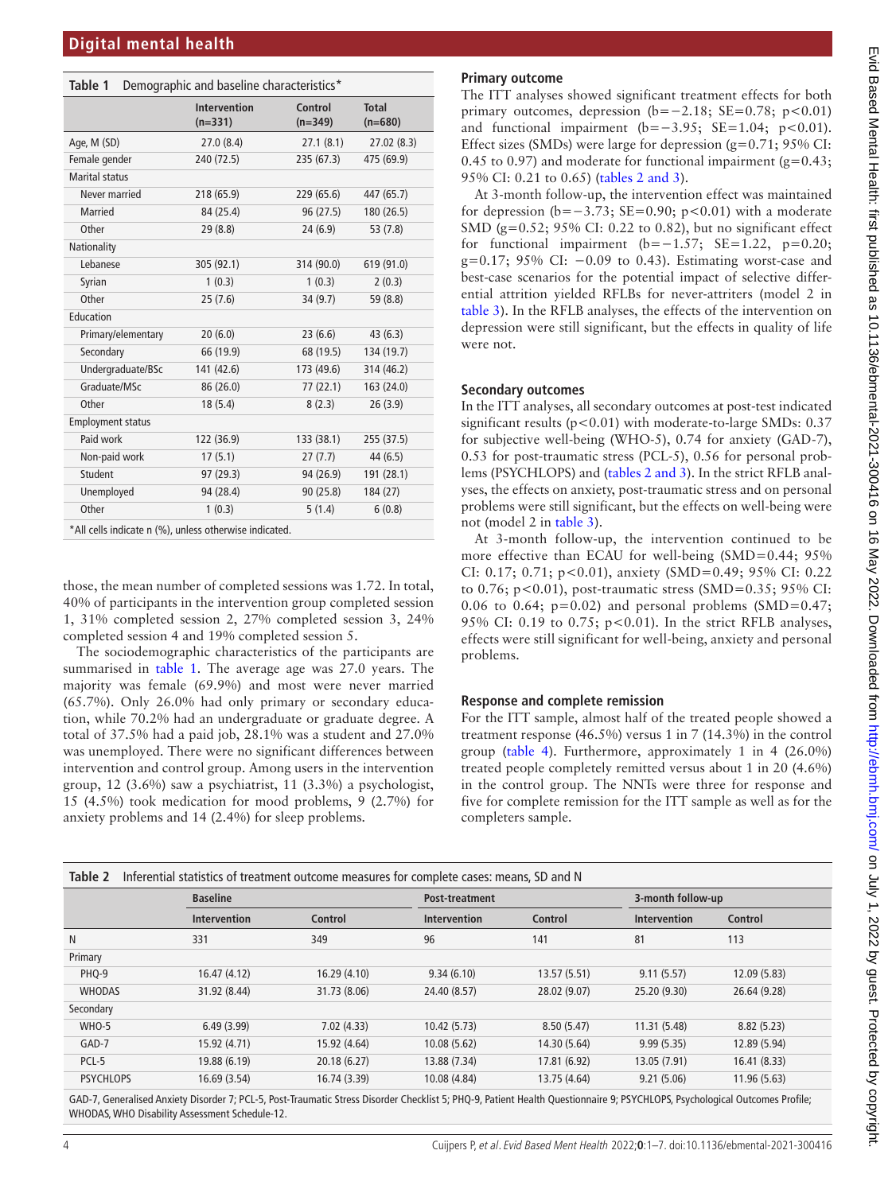**Table 1** Demographic and baseline characteristics*

| | Intervention (n=331) | Control (n=349) | Total (n=680) |
|---|---|---|---|
| Age, M (SD) | 27.0 (8.4) | 27.1 (8.1) | 27.02 (8.3) |
| Female gender | 240 (72.5) | 235 (67.3) | 475 (69.9) |
| Marital status | | | |
| Never married | 218 (65.9) | 229 (65.6) | 447 (65.7) |
| Married | 84 (25.4) | 96 (27.5) | 180 (26.5) |
| Other | 29 (8.8) | 24 (6.9) | 53 (7.8) |
| Nationality | | | |
| Lebanese | 305 (92.1) | 314 (90.0) | 619 (91.0) |
| Syrian | 1 (0.3) | 1 (0.3) | 2 (0.3) |
| Other | 25 (7.6) | 34 (9.7) | 59 (8.8) |
| Education | | | |
| Primary/elementary | 20 (6.0) | 23 (6.6) | 43 (6.3) |
| Secondary | 66 (19.9) | 68 (19.5) | 134 (19.7) |
| Undergraduate/BSc | 141 (42.6) | 173 (49.6) | 314 (46.2) |
| Graduate/MSc | 86 (26.0) | 77 (22.1) | 163 (24.0) |
| Other | 18 (5.4) | 8 (2.3) | 26 (3.9) |
| Employment status | | | |
| Paid work | 122 (36.9) | 133 (38.1) | 255 (37.5) |
| Non-paid work | 17 (5.1) | 27 (7.7) | 44 (6.5) |
| Student | 97 (29.3) | 94 (26.9) | 191 (28.1) |
| Unemployed | 94 (28.4) | 90 (25.8) | 184 (27) |
| Other | 1 (0.3) | 5 (1.4) | 6 (0.8) |

*All cells indicate n (%), unless otherwise indicated.

those, the mean number of completed sessions was 1.72. In total, 40% of participants in the intervention group completed session 1, 31% completed session 2, 27% completed session 3, 24% completed session 4 and 19% completed session 5.

The sociodemographic characteristics of the participants are summarised in table 1. The average age was 27.0 years. The majority was female (69.9%) and most were never married (65.7%). Only 26.0% had only primary or secondary education, while 70.2% had an undergraduate or graduate degree. A total of 37.5% had a paid job, 28.1% was a student and 27.0% was unemployed. There were no significant differences between intervention and control group. Among users in the intervention group, 12 (3.6%) saw a psychiatrist, 11 (3.3%) a psychologist, 15 (4.5%) took medication for mood problems, 9 (2.7%) for anxiety problems and 14 (2.4%) for sleep problems.

### Primary outcome

The ITT analyses showed significant treatment effects for both primary outcomes, depression (b=−2.18; SE=0.78; p<0.01) and functional impairment (b=−3.95; SE=1.04; p<0.01). Effect sizes (SMDs) were large for depression (g=0.71; 95% CI: 0.45 to 0.97) and moderate for functional impairment (g=0.43; 95% CI: 0.21 to 0.65) (tables 2 and 3).

At 3-month follow-up, the intervention effect was maintained for depression (b=−3.73; SE=0.90; p<0.01) with a moderate SMD (g=0.52; 95% CI: 0.22 to 0.82), but no significant effect for functional impairment (b=−1.57; SE=1.22, p=0.20; g=0.17; 95% CI: −0.09 to 0.43). Estimating worst-case and best-case scenarios for the potential impact of selective differential attrition yielded RFLBs for never-attriters (model 2 in table 3). In the RFLB analyses, the effects of the intervention on depression were still significant, but the effects in quality of life were not.

### Secondary outcomes

In the ITT analyses, all secondary outcomes at post-test indicated significant results (p<0.01) with moderate-to-large SMDs: 0.37 for subjective well-being (WHO-5), 0.74 for anxiety (GAD-7), 0.53 for post-traumatic stress (PCL-5), 0.56 for personal problems (PSYCHLOPS) and (tables 2 and 3). In the strict RFLB analyses, the effects on anxiety, post-traumatic stress and on personal problems were still significant, but the effects on well-being were not (model 2 in table 3).

At 3-month follow-up, the intervention continued to be more effective than ECAU for well-being (SMD=0.44; 95% CI: 0.17; 0.71; p<0.01), anxiety (SMD=0.49; 95% CI: 0.22 to 0.76; p<0.01), post-traumatic stress (SMD=0.35; 95% CI: 0.06 to 0.64; p=0.02) and personal problems (SMD=0.47; 95% CI: 0.19 to 0.75; p<0.01). In the strict RFLB analyses, effects were still significant for well-being, anxiety and personal problems.

### Response and complete remission

For the ITT sample, almost half of the treated people showed a treatment response (46.5%) versus 1 in 7 (14.3%) in the control group (table 4). Furthermore, approximately 1 in 4 (26.0%) treated people completely remitted versus about 1 in 20 (4.6%) in the control group. The NNTs were three for response and five for complete remission for the ITT sample as well as for the completers sample.

**Table 2** Inferential statistics of treatment outcome measures for complete cases: means, SD and N

| | Baseline | | Post-treatment | | 3-month follow-up | |
|---|---|---|---|---|---|---|
| | Intervention | Control | Intervention | Control | Intervention | Control |
| N | 331 | 349 | 96 | 141 | 81 | 113 |
| Primary | | | | | | |
| PHQ-9 | 16.47 (4.12) | 16.29 (4.10) | 9.34 (6.10) | 13.57 (5.51) | 9.11 (5.57) | 12.09 (5.83) |
| WHODAS | 31.92 (8.44) | 31.73 (8.06) | 24.40 (8.57) | 28.02 (9.07) | 25.20 (9.30) | 26.64 (9.28) |
| Secondary | | | | | | |
| WHO-5 | 6.49 (3.99) | 7.02 (4.33) | 10.42 (5.73) | 8.50 (5.47) | 11.31 (5.48) | 8.82 (5.23) |
| GAD-7 | 15.92 (4.71) | 15.92 (4.64) | 10.08 (5.62) | 14.30 (5.64) | 9.99 (5.35) | 12.89 (5.94) |
| PCL-5 | 19.88 (6.19) | 20.18 (6.27) | 13.88 (7.34) | 17.81 (6.92) | 13.05 (7.91) | 16.41 (8.33) |
| PSYCHLOPS | 16.69 (3.54) | 16.74 (3.39) | 10.08 (4.84) | 13.75 (4.64) | 9.21 (5.06) | 11.96 (5.63) |

GAD-7, Generalised Anxiety Disorder 7; PCL-5, Post-Traumatic Stress Disorder Checklist 5; PHQ-9, Patient Health Questionnaire 9; PSYCHLOPS, Psychological Outcomes Profile; WHODAS, WHO Disability Assessment Schedule-12.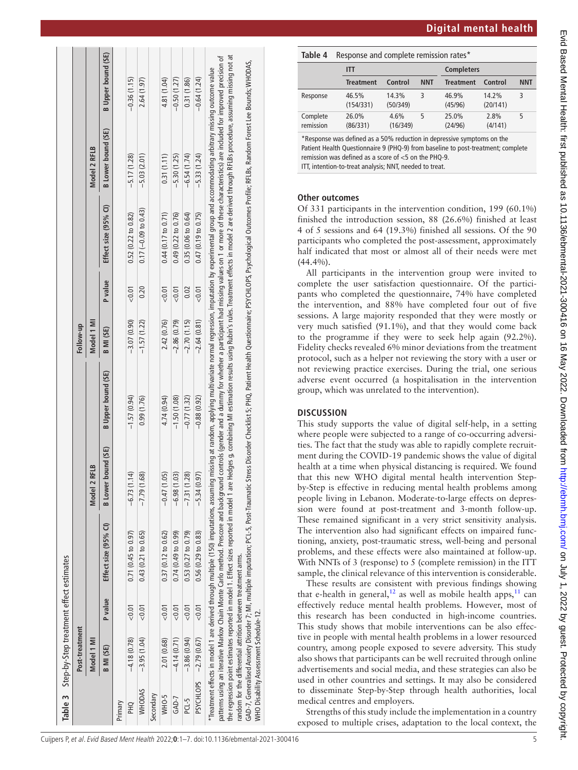**Table 3** Step-by-Step treatment effect estimates

| | Post-treatment | | | | | Follow-up | | | | |
|---|---|---|---|---|---|---|---|---|---|---|
| | Model 1 MI | | | Model 2 RFLB | | Model 1 MI | | | Model 2 RFLB | |
| | B MI (SE) | P value | Effect size (95% CI) | B Lower bound (SE) | B Upper bound (SE) | B MI (SE) | P value | Effect size (95% CI) | B Lower bound (SE) | B Upper bound (SE) |
| Primary | | | | | | | | | | |
| PHQ | −4.18 (0.78) | <0.01 | 0.71 (0.45 to 0.97) | −6.73 (1.14) | −1.57 (0.94) | −3.07 (0.90) | <0.01 | 0.52 (0.22 to 0.82) | −5.17 (1.28) | −0.36 (1.15) |
| WHODAS | −3.95 (1.04) | <0.01 | 0.43 (0.21 to 0.65) | −7.79 (1.68) | 0.99 (1.76) | −1.57 (1.22) | 0.20 | 0.17 (−0.09 to 0.43) | −5.03 (2.01) | 2.64 (1.97) |
| Secondary | | | | | | | | | | |
| WHO-5 | 2.01 (0.68) | <0.01 | 0.37 (0.12 to 0.62) | −0.47 (1.05) | 4.74 (0.94) | 2.42 (0.76) | <0.01 | 0.44 (0.17 to 0.71) | 0.31 (1.11) | 4.81 (1.04) |
| GAD-7 | −4.14 (0.71) | <0.01 | 0.74 (0.49 to 0.99) | −6.98 (1.03) | −1.50 (1.08) | −2.86 (0.79) | <0.01 | 0.49 (0.22 to 0.76) | −5.30 (1.25) | −0.50 (1.27) |
| PCL-5 | −3.86 (0.94) | <0.01 | 0.53 (0.27 to 0.79) | −7.31 (1.28) | −0.77 (1.32) | −2.70 (1.15) | 0.02 | 0.35 (0.06 to 0.64) | −6.54 (1.74) | 0.31 (1.86) |
| PSYCHLOPS | −2.79 (0.67) | <0.01 | 0.56 (0.29 to 0.83) | −5.34 (0.97) | −0.88 (0.92) | −2.64 (0.81) | <0.01 | 0.47 (0.19 to 0.75) | −5.33 (1.24) | −0.64 (1.24) |

*Treatment effects in model 1 are derived through multiple (150) imputations, assuming missing at random, applying multivariate normal regression, imputation by experimental group and accommodating arbitrary missing outcome value patterns using an iterative Markov Chain Monte Carlo method. Prescore and background controls (gender and a dummy for whether a participant had missing values on 1 or more of these characteristics) are included for improved precision of the regression point estimates reported in model 1. Effect sizes reported in model 1 are Hedges g, combining MI estimation results using Rubin's rules. Treatment effects in model 2 are derived through RFLBs procedure, assuming missing not at random for the differential attrition between treatment arms.

GAD-7, Generalised Anxiety Disorder 7; MI, multiple imputation; PCL-5, Post-Traumatic Stress Disorder Checklist 5; PHQ, Patient Health Questionnaire; PSYCHLOPS, Psychological Outcomes Profile; RFLBs, Random Forest Lee Bounds; WHODAS, WHO Disability Assessment Schedule-12.

**Table 4** Response and complete remission rates*

| | ITT | | | Completers | | |
|---|---|---|---|---|---|---|
| | Treatment | Control | NNT | Treatment | Control | NNT |
| Response | 46.5% (154/331) | 14.3% (50/349) | 3 | 46.9% (45/96) | 14.2% (20/141) | 3 |
| Complete remission | 26.0% (86/331) | 4.6% (16/349) | 5 | 25.0% (24/96) | 2.8% (4/141) | 5 |

*Response was defined as a 50% reduction in depressive symptoms on the Patient Health Questionnaire 9 (PHQ-9) from baseline to post-treatment; complete remission was defined as a score of <5 on the PHQ-9.
ITT, intention-to-treat analysis; NNT, needed to treat.

## Other outcomes

Of 331 participants in the intervention condition, 199 (60.1%) finished the introduction session, 88 (26.6%) finished at least 4 of 5 sessions and 64 (19.3%) finished all sessions. Of the 90 participants who completed the post-assessment, approximately half indicated that most or almost all of their needs were met (44.4%).

All participants in the intervention group were invited to complete the user satisfaction questionnaire. Of the participants who completed the questionnaire, 74% have completed the intervention, and 88% have completed four out of five sessions. A large majority responded that they were mostly or very much satisfied (91.1%), and that they would come back to the programme if they were to seek help again (92.2%). Fidelity checks revealed 6% minor deviations from the treatment protocol, such as a helper not reviewing the story with a user or not reviewing practice exercises. During the trial, one serious adverse event occurred (a hospitalisation in the intervention group, which was unrelated to the intervention).

## DISCUSSION

This study supports the value of digital self-help, in a setting where people were subjected to a range of co-occurring adversities. The fact that the study was able to rapidly complete recruitment during the COVID-19 pandemic shows the value of digital health at a time when physical distancing is required. We found that this new WHO digital mental health intervention Step-by-Step is effective in reducing mental health problems among people living in Lebanon. Moderate-to-large effects on depression were found at post-treatment and 3-month follow-up. These remained significant in a very strict sensitivity analysis. The intervention also had significant effects on impaired functioning, anxiety, post-traumatic stress, well-being and personal problems, and these effects were also maintained at follow-up. With NNTs of 3 (response) to 5 (complete remission) in the ITT sample, the clinical relevance of this intervention is considerable.

These results are consistent with previous findings showing that e-health in general,[12] as well as mobile health apps,[11] can effectively reduce mental health problems. However, most of this research has been conducted in high-income countries. This study shows that mobile interventions can be also effective in people with mental health problems in a lower resourced country, among people exposed to severe adversity. This study also shows that participants can be well recruited through online advertisements and social media, and these strategies can also be used in other countries and settings. It may also be considered to disseminate Step-by-Step through health authorities, local medical centres and employers.

Strengths of this study include the implementation in a country exposed to multiple crises, adaptation to the local context, the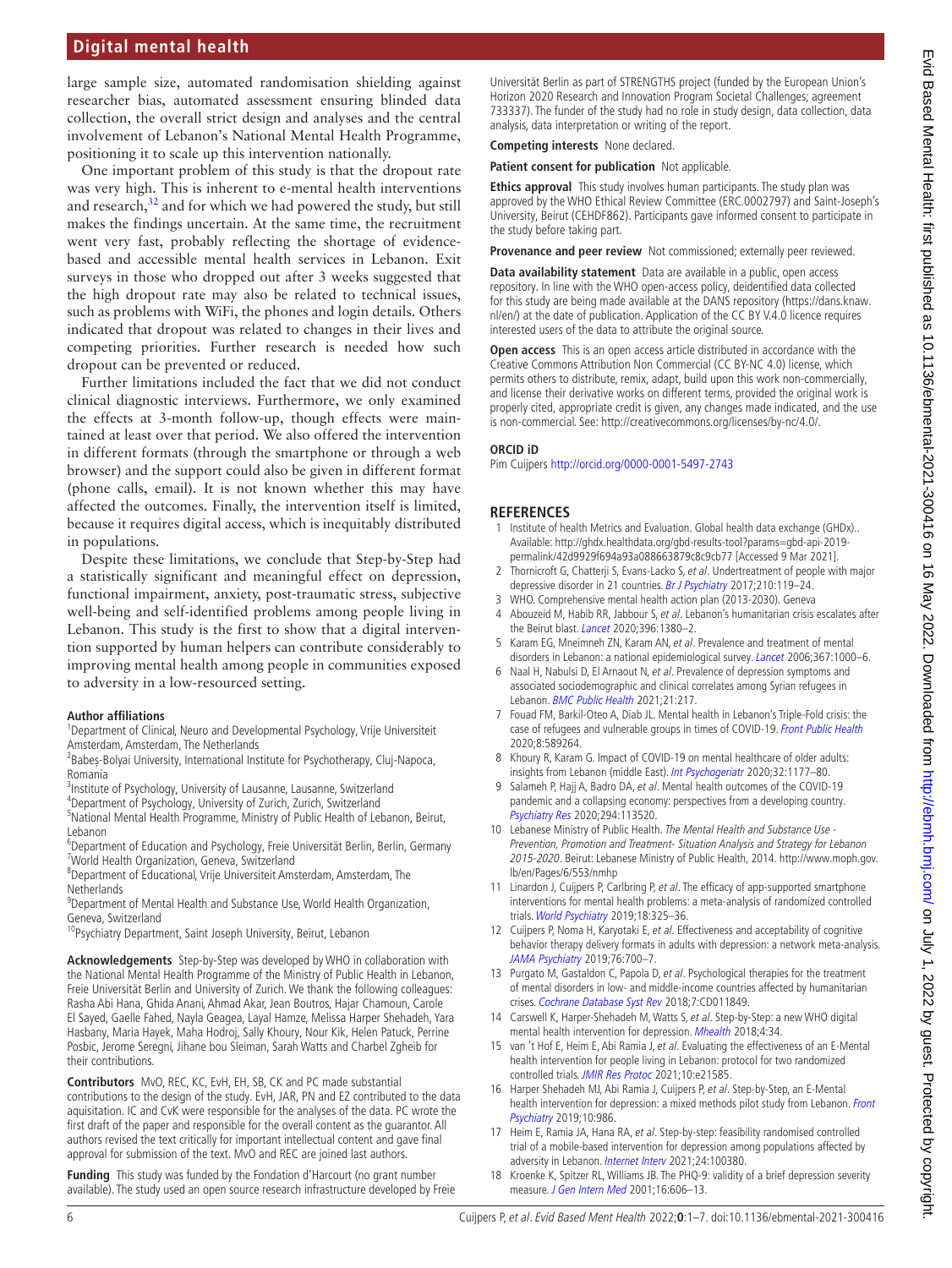large sample size, automated randomisation shielding against researcher bias, automated assessment ensuring blinded data collection, the overall strict design and analyses and the central involvement of Lebanon's National Mental Health Programme, positioning it to scale up this intervention nationally.

One important problem of this study is that the dropout rate was very high. This is inherent to e-mental health interventions and research,[32] and for which we had powered the study, but still makes the findings uncertain. At the same time, the recruitment went very fast, probably reflecting the shortage of evidence-based and accessible mental health services in Lebanon. Exit surveys in those who dropped out after 3 weeks suggested that the high dropout rate may also be related to technical issues, such as problems with WiFi, the phones and login details. Others indicated that dropout was related to changes in their lives and competing priorities. Further research is needed how such dropout can be prevented or reduced.

Further limitations included the fact that we did not conduct clinical diagnostic interviews. Furthermore, we only examined the effects at 3-month follow-up, though effects were maintained at least over that period. We also offered the intervention in different formats (through the smartphone or through a web browser) and the support could also be given in different format (phone calls, email). It is not known whether this may have affected the outcomes. Finally, the intervention itself is limited, because it requires digital access, which is inequitably distributed in populations.

Despite these limitations, we conclude that Step-by-Step had a statistically significant and meaningful effect on depression, functional impairment, anxiety, post-traumatic stress, subjective well-being and self-identified problems among people living in Lebanon. This study is the first to show that a digital intervention supported by human helpers can contribute considerably to improving mental health among people in communities exposed to adversity in a low-resourced setting.

**Author affiliations**
[1]Department of Clinical, Neuro and Developmental Psychology, Vrije Universiteit Amsterdam, Amsterdam, The Netherlands
[2]Babeș-Bolyai University, International Institute for Psychotherapy, Cluj-Napoca, Romania
[3]Institute of Psychology, University of Lausanne, Lausanne, Switzerland
[4]Department of Psychology, University of Zurich, Zurich, Switzerland
[5]National Mental Health Programme, Ministry of Public Health of Lebanon, Beirut, Lebanon
[6]Department of Education and Psychology, Freie Universität Berlin, Berlin, Germany
[7]World Health Organization, Geneva, Switzerland
[8]Department of Educational, Vrije Universiteit Amsterdam, Amsterdam, The Netherlands
[9]Department of Mental Health and Substance Use, World Health Organization, Geneva, Switzerland
[10]Psychiatry Department, Saint Joseph University, Beirut, Lebanon

**Acknowledgements** Step-by-Step was developed by WHO in collaboration with the National Mental Health Programme of the Ministry of Public Health in Lebanon, Freie Universität Berlin and University of Zurich. We thank the following colleagues: Rasha Abi Hana, Ghida Anani, Ahmad Akar, Jean Boutros, Hajar Chamoun, Carole El Sayed, Gaelle Fahed, Nayla Geagea, Layal Hamze, Melissa Harper Shehadeh, Yara Hasbany, Maria Hayek, Maha Hodroj, Sally Khoury, Nour Kik, Helen Patuck, Perrine Posbic, Jerome Seregni, Jihane bou Sleiman, Sarah Watts and Charbel Zgheib for their contributions.

**Contributors** MvO, REC, KC, EvH, EH, SB, CK and PC made substantial contributions to the design of the study. EvH, JAR, PN and EZ contributed to the data aquisitation. IC and CvK were responsible for the analyses of the data. PC wrote the first draft of the paper and responsible for the overall content as the guarantor. All authors revised the text critically for important intellectual content and gave final approval for submission of the text. MvO and REC are joined last authors.

**Funding** This study was funded by the Fondation d'Harcourt (no grant number available). The study used an open source research infrastructure developed by Freie Universität Berlin as part of STRENGTHS project (funded by the European Union's Horizon 2020 Research and Innovation Program Societal Challenges; agreement 733337). The funder of the study had no role in study design, data collection, data analysis, data interpretation or writing of the report.

**Competing interests** None declared.

**Patient consent for publication** Not applicable.

**Ethics approval** This study involves human participants. The study plan was approved by the WHO Ethical Review Committee (ERC.0002797) and Saint-Joseph's University, Beirut (CEHDF862). Participants gave informed consent to participate in the study before taking part.

**Provenance and peer review** Not commissioned; externally peer reviewed.

**Data availability statement** Data are available in a public, open access repository. In line with the WHO open-access policy, deidentified data collected for this study are being made available at the DANS repository (https://dans.knaw.nl/en/) at the date of publication. Application of the CC BY V.4.0 licence requires interested users of the data to attribute the original source.

**Open access** This is an open access article distributed in accordance with the Creative Commons Attribution Non Commercial (CC BY-NC 4.0) license, which permits others to distribute, remix, adapt, build upon this work non-commercially, and license their derivative works on different terms, provided the original work is properly cited, appropriate credit is given, any changes made indicated, and the use is non-commercial. See: http://creativecommons.org/licenses/by-nc/4.0/.

**ORCID iD**
Pim Cuijpers http://orcid.org/0000-0001-5497-2743

## REFERENCES

1. Institute of health Metrics and Evaluation. Global health data exchange (GHDx).. Available: http://ghdx.healthdata.org/gbd-results-tool?params=gbd-api-2019-permalink/42d9929f694a93a088663879c8c9cb77 [Accessed 9 Mar 2021].
2. Thornicroft G, Chatterji S, Evans-Lacko S, *et al*. Undertreatment of people with major depressive disorder in 21 countries. *Br J Psychiatry* 2017;210:119–24.
3. WHO. Comprehensive mental health action plan (2013-2030). Geneva
4. Abouzeid M, Habib RR, Jabbour S, *et al*. Lebanon's humanitarian crisis escalates after the Beirut blast. *Lancet* 2020;396:1380–2.
5. Karam EG, Mneimneh ZN, Karam AN, *et al*. Prevalence and treatment of mental disorders in Lebanon: a national epidemiological survey. *Lancet* 2006;367:1000–6.
6. Naal H, Nabulsi D, El Arnaout N, *et al*. Prevalence of depression symptoms and associated sociodemographic and clinical correlates among Syrian refugees in Lebanon. *BMC Public Health* 2021;21:217.
7. Fouad FM, Barkil-Oteo A, Diab JL. Mental health in Lebanon's Triple-Fold crisis: the case of refugees and vulnerable groups in times of COVID-19. *Front Public Health* 2020;8:589264.
8. Khoury R, Karam G. Impact of COVID-19 on mental healthcare of older adults: insights from Lebanon (middle East). *Int Psychogeriatr* 2020;32:1177–80.
9. Salameh P, Hajj A, Badro DA, *et al*. Mental health outcomes of the COVID-19 pandemic and a collapsing economy: perspectives from a developing country. *Psychiatry Res* 2020;294:113520.
10. Lebanese Ministry of Public Health. *The Mental Health and Substance Use - Prevention, Promotion and Treatment- Situation Analysis and Strategy for Lebanon 2015-2020*. Beirut: Lebanese Ministry of Public Health, 2014. http://www.moph.gov.lb/en/Pages/6/553/nmhp
11. Linardon J, Cuijpers P, Carlbring P, *et al*. The efficacy of app-supported smartphone interventions for mental health problems: a meta-analysis of randomized controlled trials. *World Psychiatry* 2019;18:325–36.
12. Cuijpers P, Noma H, Karyotaki E, *et al*. Effectiveness and acceptability of cognitive behavior therapy delivery formats in adults with depression: a network meta-analysis. *JAMA Psychiatry* 2019;76:700–7.
13. Purgato M, Gastaldon C, Papola D, *et al*. Psychological therapies for the treatment of mental disorders in low- and middle-income countries affected by humanitarian crises. *Cochrane Database Syst Rev* 2018;7:CD011849.
14. Carswell K, Harper-Shehadeh M, Watts S, *et al*. Step-by-Step: a new WHO digital mental health intervention for depression. *Mhealth* 2018;4:34.
15. van 't Hof E, Heim E, Abi Ramia J, *et al*. Evaluating the effectiveness of an E-Mental health intervention for people living in Lebanon: protocol for two randomized controlled trials. *JMIR Res Protoc* 2021;10:e21585.
16. Harper Shehadeh MJ, Abi Ramia J, Cuijpers P, *et al*. Step-by-Step, an E-Mental health intervention for depression: a mixed methods pilot study from Lebanon. *Front Psychiatry* 2019;10:986.
17. Heim E, Ramia JA, Hana RA, *et al*. Step-by-step: feasibility randomised controlled trial of a mobile-based intervention for depression among populations affected by adversity in Lebanon. *Internet Interv* 2021;24:100380.
18. Kroenke K, Spitzer RL, Williams JB. The PHQ-9: validity of a brief depression severity measure. *J Gen Intern Med* 2001;16:606–13.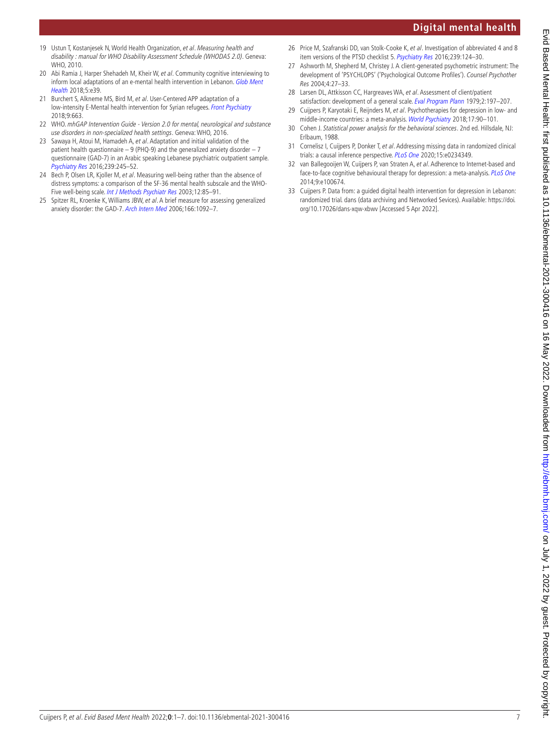19 Ustun T, Kostanjesek N, World Health Organization, *et al*. *Measuring health and disability : manual for WHO Disability Assessment Schedule (WHODAS 2.0)*. Geneva: WHO, 2010.

20 Abi Ramia J, Harper Shehadeh M, Kheir W, *et al*. Community cognitive interviewing to inform local adaptations of an e-mental health intervention in Lebanon. *Glob Ment Health* 2018;5:e39.

21 Burchert S, Alkneme MS, Bird M, *et al*. User-Centered APP adaptation of a low-intensity E-Mental health intervention for Syrian refugees. *Front Psychiatry* 2018;9:663.

22 WHO. *mhGAP Intervention Guide - Version 2.0 for mental, neurological and substance use disorders in non-specialized health settings*. Geneva: WHO, 2016.

23 Sawaya H, Atoui M, Hamadeh A, *et al*. Adaptation and initial validation of the patient health questionnaire – 9 (PHQ-9) and the generalized anxiety disorder – 7 questionnaire (GAD-7) in an Arabic speaking Lebanese psychiatric outpatient sample. *Psychiatry Res* 2016;239:245–52.

24 Bech P, Olsen LR, Kjoller M, *et al*. Measuring well-being rather than the absence of distress symptoms: a comparison of the SF-36 mental health subscale and the WHO-Five well-being scale. *Int J Methods Psychiatr Res* 2003;12:85–91.

25 Spitzer RL, Kroenke K, Williams JBW, *et al*. A brief measure for assessing generalized anxiety disorder: the GAD-7. *Arch Intern Med* 2006;166:1092–7.

26 Price M, Szafranski DD, van Stolk-Cooke K, *et al*. Investigation of abbreviated 4 and 8 item versions of the PTSD checklist 5. *Psychiatry Res* 2016;239:124–30.

27 Ashworth M, Shepherd M, Christey J. A client-generated psychometric instrument: The development of 'PSYCHLOPS' ('Psychological Outcome Profiles'). *Counsel Psychother Res* 2004;4:27–33.

28 Larsen DL, Attkisson CC, Hargreaves WA, *et al*. Assessment of client/patient satisfaction: development of a general scale. *Eval Program Plann* 1979;2:197–207.

29 Cuijpers P, Karyotaki E, Reijnders M, *et al*. Psychotherapies for depression in low- and middle-income countries: a meta-analysis. *World Psychiatry* 2018;17:90–101.

30 Cohen J. *Statistical power analysis for the behavioral sciences*. 2nd ed. Hillsdale, NJ: Erlbaum, 1988.

31 Cornelisz I, Cuijpers P, Donker T, *et al*. Addressing missing data in randomized clinical trials: a causal inference perspective. *PLoS One* 2020;15:e0234349.

32 van Ballegooijen W, Cuijpers P, van Straten A, *et al*. Adherence to Internet-based and face-to-face cognitive behavioural therapy for depression: a meta-analysis. *PLoS One* 2014;9:e100674.

33 Cuijpers P. Data from: a guided digital health intervention for depression in Lebanon: randomized trial. dans (data archiving and Networked Sevices). Available: https://doi.org/10.17026/dans-xqw-xbwv [Accessed 5 Apr 2022].